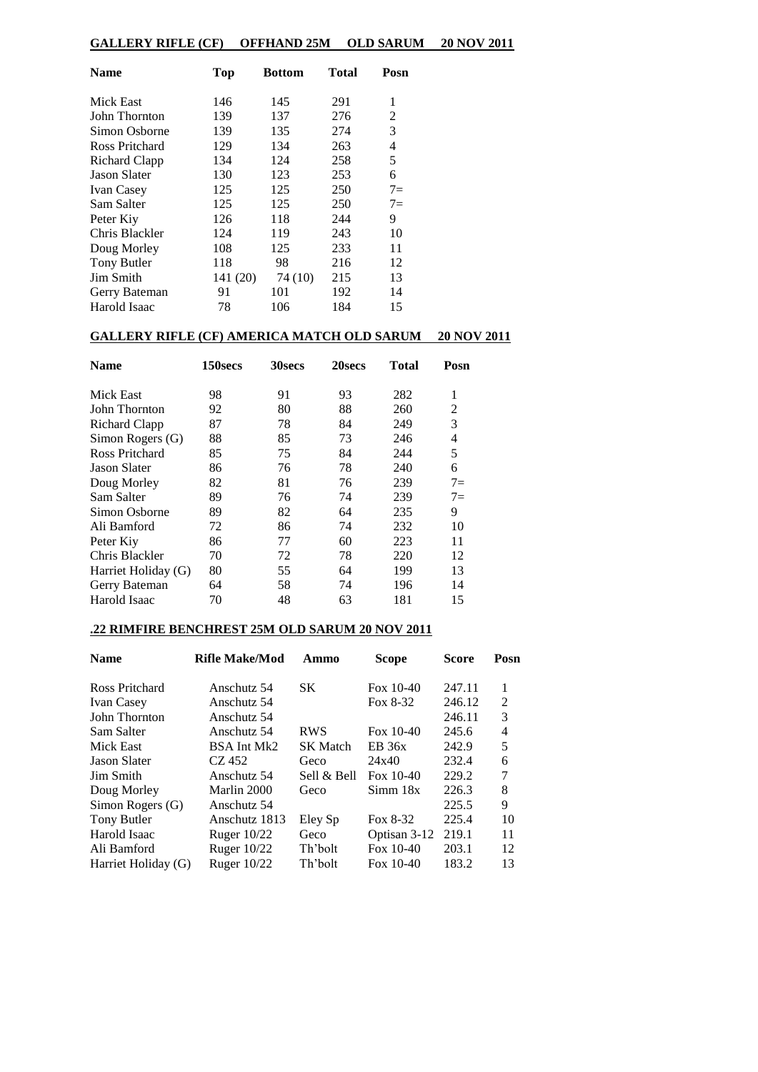## GALLERY RIFLE (CF) OFFHAND 25M OLD SARUM 20 NOV 2011

| Name | Top | Bottom | Total | Posn |
|---|---|---|---|---|
| Mick East | 146 | 145 | 291 | 1 |
| John Thornton | 139 | 137 | 276 | 2 |
| Simon Osborne | 139 | 135 | 274 | 3 |
| Ross Pritchard | 129 | 134 | 263 | 4 |
| Richard Clapp | 134 | 124 | 258 | 5 |
| Jason Slater | 130 | 123 | 253 | 6 |
| Ivan Casey | 125 | 125 | 250 | 7= |
| Sam Salter | 125 | 125 | 250 | 7= |
| Peter Kiy | 126 | 118 | 244 | 9 |
| Chris Blackler | 124 | 119 | 243 | 10 |
| Doug Morley | 108 | 125 | 233 | 11 |
| Tony Butler | 118 | 98 | 216 | 12 |
| Jim Smith | 141 (20) | 74 (10) | 215 | 13 |
| Gerry Bateman | 91 | 101 | 192 | 14 |
| Harold Isaac | 78 | 106 | 184 | 15 |

## GALLERY RIFLE (CF) AMERICA MATCH OLD SARUM 20 NOV 2011

| Name | 150secs | 30secs | 20secs | Total | Posn |
|---|---|---|---|---|---|
| Mick East | 98 | 91 | 93 | 282 | 1 |
| John Thornton | 92 | 80 | 88 | 260 | 2 |
| Richard Clapp | 87 | 78 | 84 | 249 | 3 |
| Simon Rogers (G) | 88 | 85 | 73 | 246 | 4 |
| Ross Pritchard | 85 | 75 | 84 | 244 | 5 |
| Jason Slater | 86 | 76 | 78 | 240 | 6 |
| Doug Morley | 82 | 81 | 76 | 239 | 7= |
| Sam Salter | 89 | 76 | 74 | 239 | 7= |
| Simon Osborne | 89 | 82 | 64 | 235 | 9 |
| Ali Bamford | 72 | 86 | 74 | 232 | 10 |
| Peter Kiy | 86 | 77 | 60 | 223 | 11 |
| Chris Blackler | 70 | 72 | 78 | 220 | 12 |
| Harriet Holiday (G) | 80 | 55 | 64 | 199 | 13 |
| Gerry Bateman | 64 | 58 | 74 | 196 | 14 |
| Harold Isaac | 70 | 48 | 63 | 181 | 15 |

## .22 RIMFIRE BENCHREST 25M OLD SARUM 20 NOV 2011

| Name | Rifle Make/Mod | Ammo | Scope | Score | Posn |
|---|---|---|---|---|---|
| Ross Pritchard | Anschutz 54 | SK | Fox 10-40 | 247.11 | 1 |
| Ivan Casey | Anschutz 54 | | Fox 8-32 | 246.12 | 2 |
| John Thornton | Anschutz 54 | | | 246.11 | 3 |
| Sam Salter | Anschutz 54 | RWS | Fox 10-40 | 245.6 | 4 |
| Mick East | BSA Int Mk2 | SK Match | EB 36x | 242.9 | 5 |
| Jason Slater | CZ 452 | Geco | 24x40 | 232.4 | 6 |
| Jim Smith | Anschutz 54 | Sell & Bell | Fox 10-40 | 229.2 | 7 |
| Doug Morley | Marlin 2000 | Geco | Simm 18x | 226.3 | 8 |
| Simon Rogers (G) | Anschutz 54 | | | 225.5 | 9 |
| Tony Butler | Anschutz 1813 | Eley Sp | Fox 8-32 | 225.4 | 10 |
| Harold Isaac | Ruger 10/22 | Geco | Optisan 3-12 | 219.1 | 11 |
| Ali Bamford | Ruger 10/22 | Th'bolt | Fox 10-40 | 203.1 | 12 |
| Harriet Holiday (G) | Ruger 10/22 | Th'bolt | Fox 10-40 | 183.2 | 13 |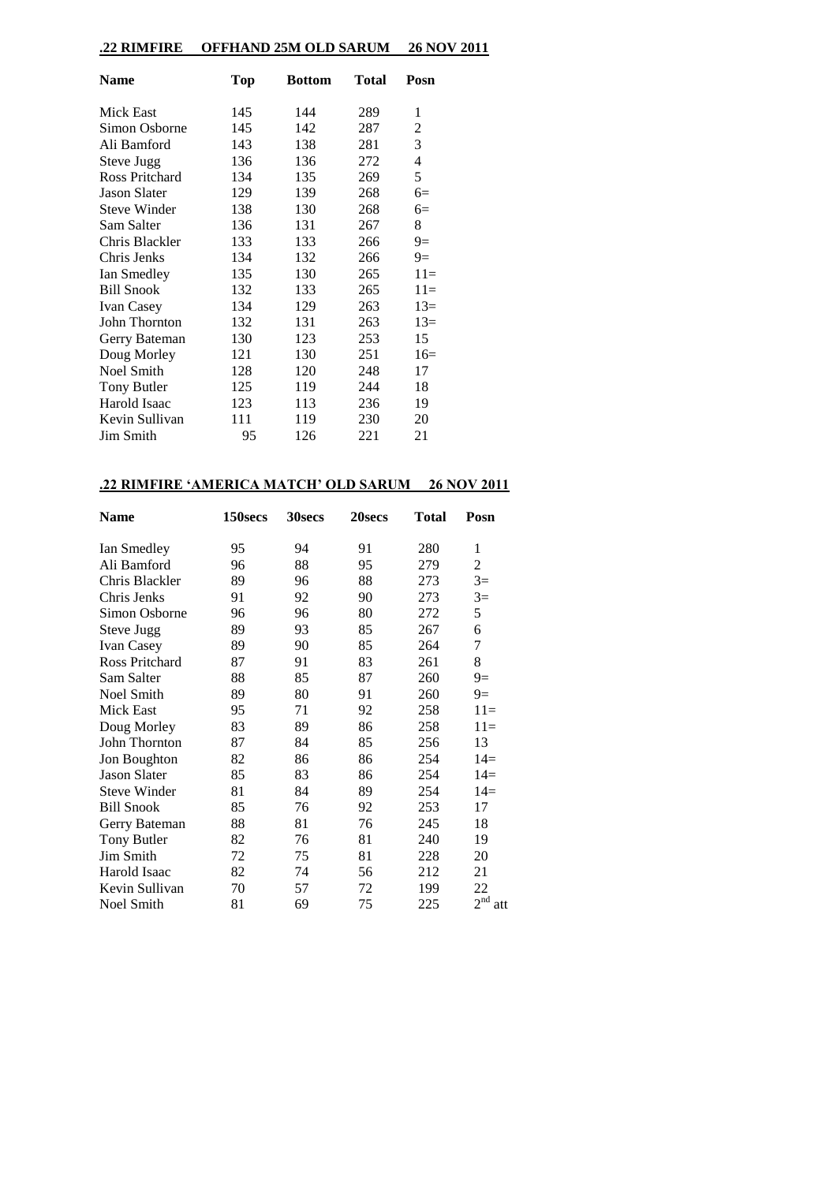## .22 RIMFIRE OFFHAND 25M OLD SARUM 26 NOV 2011

| Name | Top | Bottom | Total | Posn |
|---|---|---|---|---|
| Mick East | 145 | 144 | 289 | 1 |
| Simon Osborne | 145 | 142 | 287 | 2 |
| Ali Bamford | 143 | 138 | 281 | 3 |
| Steve Jugg | 136 | 136 | 272 | 4 |
| Ross Pritchard | 134 | 135 | 269 | 5 |
| Jason Slater | 129 | 139 | 268 | 6= |
| Steve Winder | 138 | 130 | 268 | 6= |
| Sam Salter | 136 | 131 | 267 | 8 |
| Chris Blackler | 133 | 133 | 266 | 9= |
| Chris Jenks | 134 | 132 | 266 | 9= |
| Ian Smedley | 135 | 130 | 265 | 11= |
| Bill Snook | 132 | 133 | 265 | 11= |
| Ivan Casey | 134 | 129 | 263 | 13= |
| John Thornton | 132 | 131 | 263 | 13= |
| Gerry Bateman | 130 | 123 | 253 | 15 |
| Doug Morley | 121 | 130 | 251 | 16= |
| Noel Smith | 128 | 120 | 248 | 17 |
| Tony Butler | 125 | 119 | 244 | 18 |
| Harold Isaac | 123 | 113 | 236 | 19 |
| Kevin Sullivan | 111 | 119 | 230 | 20 |
| Jim Smith | 95 | 126 | 221 | 21 |

## .22 RIMFIRE 'AMERICA MATCH' OLD SARUM 26 NOV 2011

| Name | 150secs | 30secs | 20secs | Total | Posn |
|---|---|---|---|---|---|
| Ian Smedley | 95 | 94 | 91 | 280 | 1 |
| Ali Bamford | 96 | 88 | 95 | 279 | 2 |
| Chris Blackler | 89 | 96 | 88 | 273 | 3= |
| Chris Jenks | 91 | 92 | 90 | 273 | 3= |
| Simon Osborne | 96 | 96 | 80 | 272 | 5 |
| Steve Jugg | 89 | 93 | 85 | 267 | 6 |
| Ivan Casey | 89 | 90 | 85 | 264 | 7 |
| Ross Pritchard | 87 | 91 | 83 | 261 | 8 |
| Sam Salter | 88 | 85 | 87 | 260 | 9= |
| Noel Smith | 89 | 80 | 91 | 260 | 9= |
| Mick East | 95 | 71 | 92 | 258 | 11= |
| Doug Morley | 83 | 89 | 86 | 258 | 11= |
| John Thornton | 87 | 84 | 85 | 256 | 13 |
| Jon Boughton | 82 | 86 | 86 | 254 | 14= |
| Jason Slater | 85 | 83 | 86 | 254 | 14= |
| Steve Winder | 81 | 84 | 89 | 254 | 14= |
| Bill Snook | 85 | 76 | 92 | 253 | 17 |
| Gerry Bateman | 88 | 81 | 76 | 245 | 18 |
| Tony Butler | 82 | 76 | 81 | 240 | 19 |
| Jim Smith | 72 | 75 | 81 | 228 | 20 |
| Harold Isaac | 82 | 74 | 56 | 212 | 21 |
| Kevin Sullivan | 70 | 57 | 72 | 199 | 22 |
| Noel Smith | 81 | 69 | 75 | 225 | 2nd att |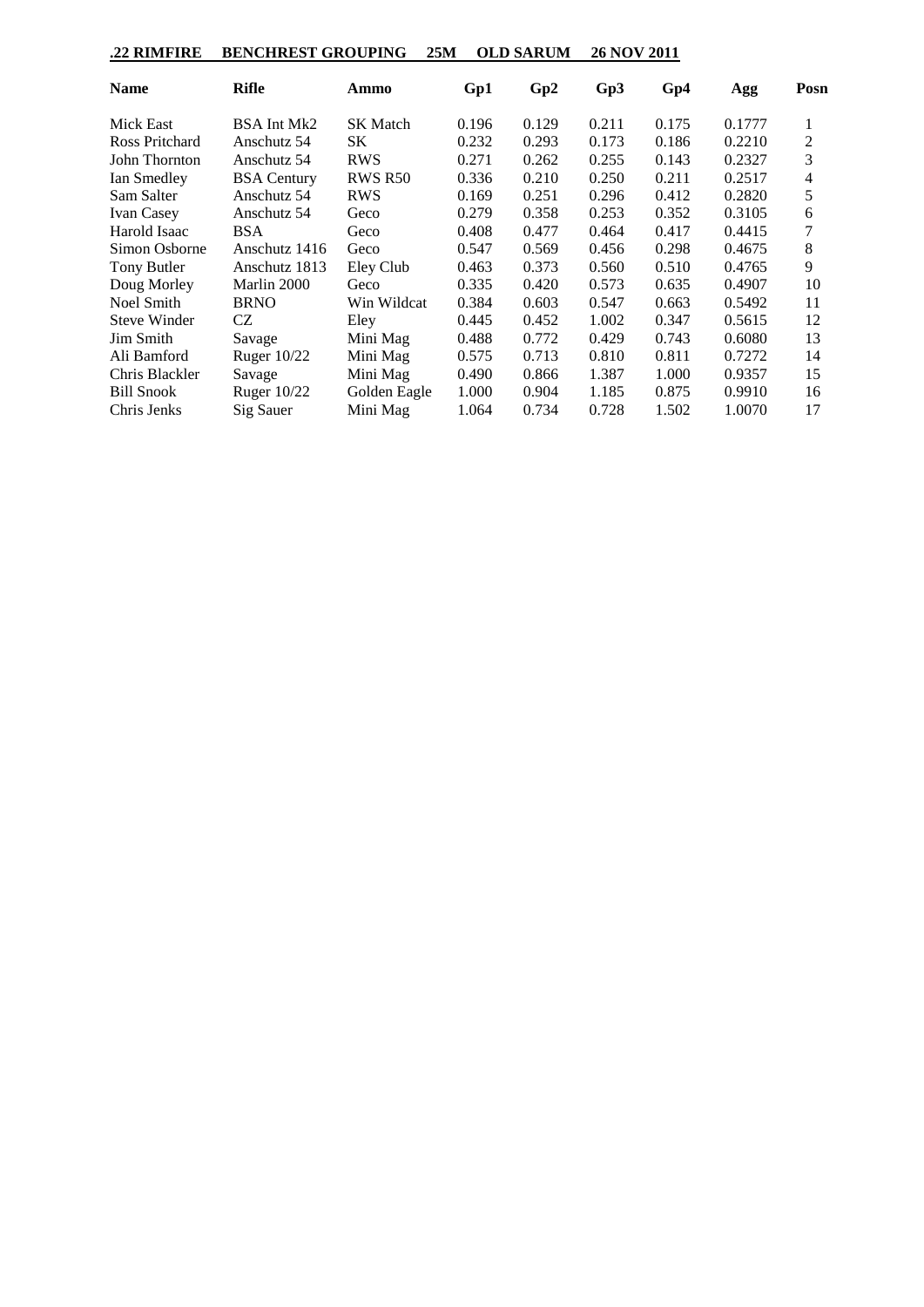**.22 RIMFIRE BENCHREST GROUPING 25M OLD SARUM 26 NOV 2011**

| Name | Rifle | Ammo | Gp1 | Gp2 | Gp3 | Gp4 | Agg | Posn |
|---|---|---|---|---|---|---|---|---|
| Mick East | BSA Int Mk2 | SK Match | 0.196 | 0.129 | 0.211 | 0.175 | 0.1777 | 1 |
| Ross Pritchard | Anschutz 54 | SK | 0.232 | 0.293 | 0.173 | 0.186 | 0.2210 | 2 |
| John Thornton | Anschutz 54 | RWS | 0.271 | 0.262 | 0.255 | 0.143 | 0.2327 | 3 |
| Ian Smedley | BSA Century | RWS R50 | 0.336 | 0.210 | 0.250 | 0.211 | 0.2517 | 4 |
| Sam Salter | Anschutz 54 | RWS | 0.169 | 0.251 | 0.296 | 0.412 | 0.2820 | 5 |
| Ivan Casey | Anschutz 54 | Geco | 0.279 | 0.358 | 0.253 | 0.352 | 0.3105 | 6 |
| Harold Isaac | BSA | Geco | 0.408 | 0.477 | 0.464 | 0.417 | 0.4415 | 7 |
| Simon Osborne | Anschutz 1416 | Geco | 0.547 | 0.569 | 0.456 | 0.298 | 0.4675 | 8 |
| Tony Butler | Anschutz 1813 | Eley Club | 0.463 | 0.373 | 0.560 | 0.510 | 0.4765 | 9 |
| Doug Morley | Marlin 2000 | Geco | 0.335 | 0.420 | 0.573 | 0.635 | 0.4907 | 10 |
| Noel Smith | BRNO | Win Wildcat | 0.384 | 0.603 | 0.547 | 0.663 | 0.5492 | 11 |
| Steve Winder | CZ | Eley | 0.445 | 0.452 | 1.002 | 0.347 | 0.5615 | 12 |
| Jim Smith | Savage | Mini Mag | 0.488 | 0.772 | 0.429 | 0.743 | 0.6080 | 13 |
| Ali Bamford | Ruger 10/22 | Mini Mag | 0.575 | 0.713 | 0.810 | 0.811 | 0.7272 | 14 |
| Chris Blackler | Savage | Mini Mag | 0.490 | 0.866 | 1.387 | 1.000 | 0.9357 | 15 |
| Bill Snook | Ruger 10/22 | Golden Eagle | 1.000 | 0.904 | 1.185 | 0.875 | 0.9910 | 16 |
| Chris Jenks | Sig Sauer | Mini Mag | 1.064 | 0.734 | 0.728 | 1.502 | 1.0070 | 17 |